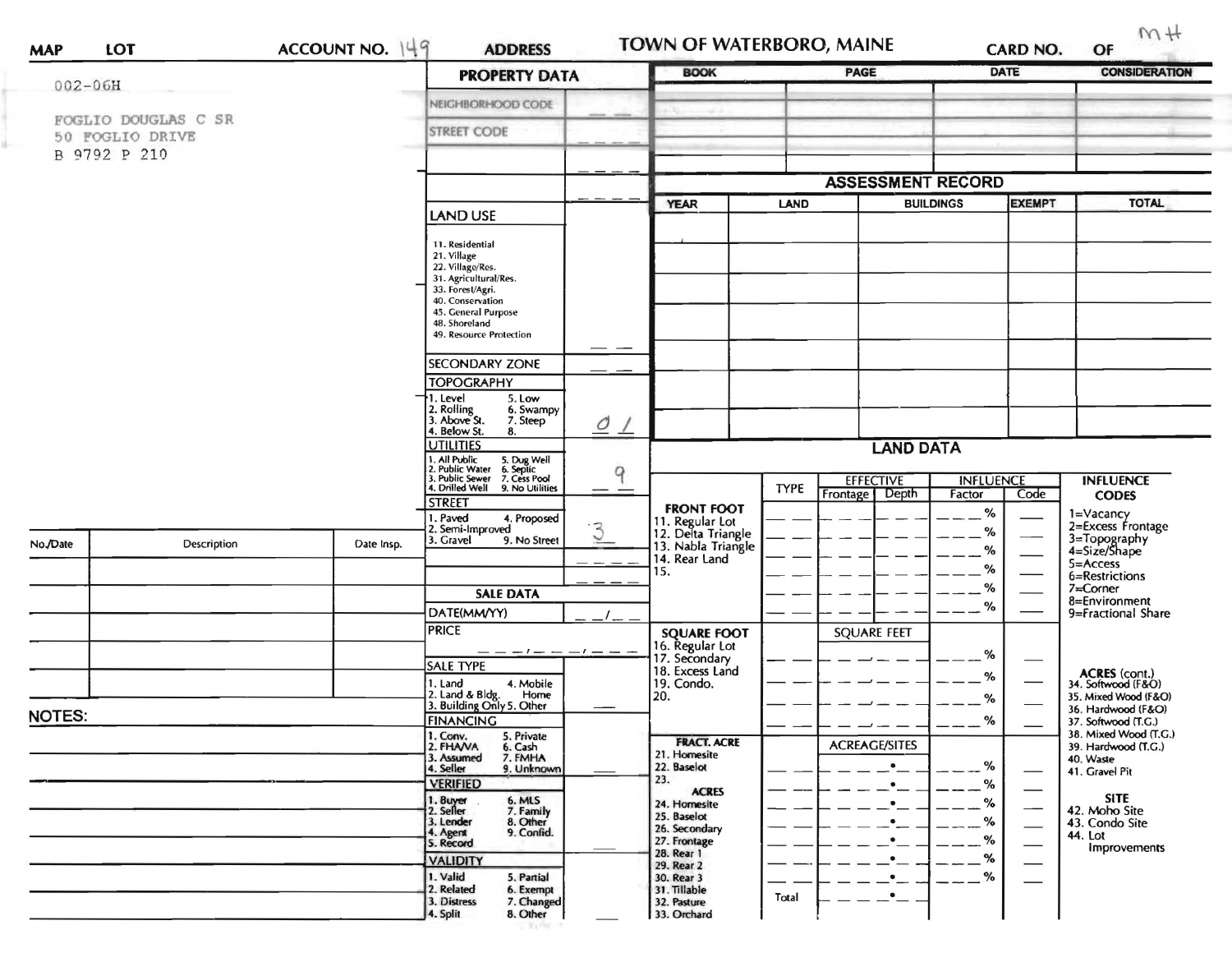**MAP** **LOT** **ACCOUNT NO.** 149 **ADDRESS** **TOWN OF WATERBORO, MAINE** **CARD NO.** **OF** MH

002-06H

FOGLIO DOUGLAS C SR
50 FOGLIO DRIVE
B 9792 P 210

## PROPERTY DATA

| | |
|---|---|
| NEIGHBORHOOD CODE | |
| STREET CODE | |
| | |
| | |

**LAND USE**

11. Residential
21. Village
22. Village/Res.
31. Agricultural/Res.
33. Forest/Agri.
40. Conservation
45. General Purpose
48. Shoreland
49. Resource Protection

**SECONDARY ZONE**

**TOPOGRAPHY** — 01

1. Level
2. Rolling
3. Above St.
4. Below St.
5. Low
6. Swampy
7. Steep
8.

**UTILITIES** — 9

1. All Public
2. Public Water
3. Public Sewer
4. Drilled Well
5. Dug Well
6. Septic
7. Cess Pool
9. No Utilities

**STREET** — 3

1. Paved
2. Semi-Improved
3. Gravel
4. Proposed
9. No Street

**SALE DATA**

DATE(MM/YY)

PRICE

**SALE TYPE**

1. Land
2. Land & Bldg.
3. Building Only
4. Mobile Home
5. Other

**FINANCING**

1. Conv.
2. FHA/VA
3. Assumed
4. Seller
5. Private
6. Cash
7. FMHA
9. Unknown

**VERIFIED**

1. Buyer
2. Seller
3. Lender
4. Agent
5. Record
6. MLS
7. Family
8. Other
9. Confid.

**VALIDITY**

1. Valid
2. Related
3. Distress
4. Split
5. Partial
6. Exempt
7. Changed
8. Other

| BOOK | PAGE | DATE | CONSIDERATION |
|---|---|---|---|
| | | | |
| | | | |
| | | | |
| | | | |

## ASSESSMENT RECORD

| YEAR | LAND | BUILDINGS | EXEMPT | TOTAL |
|---|---|---|---|---|
| | | | | |
| | | | | |
| | | | | |
| | | | | |
| | | | | |
| | | | | |
| | | | | |

## LAND DATA

| | TYPE | EFFECTIVE Frontage | EFFECTIVE Depth | INFLUENCE Factor | INFLUENCE Code |
|---|---|---|---|---|---|
| **FRONT FOOT** 11. Regular Lot 12. Delta Triangle 13. Nabla Triangle 14. Rear Land 15. | | | | % | |
| **SQUARE FOOT** 16. Regular Lot 17. Secondary 18. Excess Land 19. Condo. 20. | | SQUARE FEET | | % | |
| **FRACT. ACRE** 21. Homesite 22. Baselot 23. **ACRES** 24. Homesite 25. Baselot 26. Secondary 27. Frontage 28. Rear 1 29. Rear 2 30. Rear 3 31. Tillable 32. Pasture 33. Orchard | Total | ACREAGE/SITES | | % | |

**INFLUENCE CODES**

1=Vacancy
2=Excess Frontage
3=Topography
4=Size/Shape
5=Access
6=Restrictions
7=Corner
8=Environment
9=Fractional Share

**ACRES (cont.)**

34. Softwood (F&O)
35. Mixed Wood (F&O)
36. Hardwood (F&O)
37. Softwood (T.G.)
38. Mixed Wood (T.G.)
39. Hardwood (T.G.)
40. Waste
41. Gravel Pit

**SITE**

42. Moho Site
43. Condo Site
44. Lot Improvements

| No./Date | Description | Date Insp. |
|---|---|---|
| | | |
| | | |
| | | |
| | | |
| | | |

**NOTES:**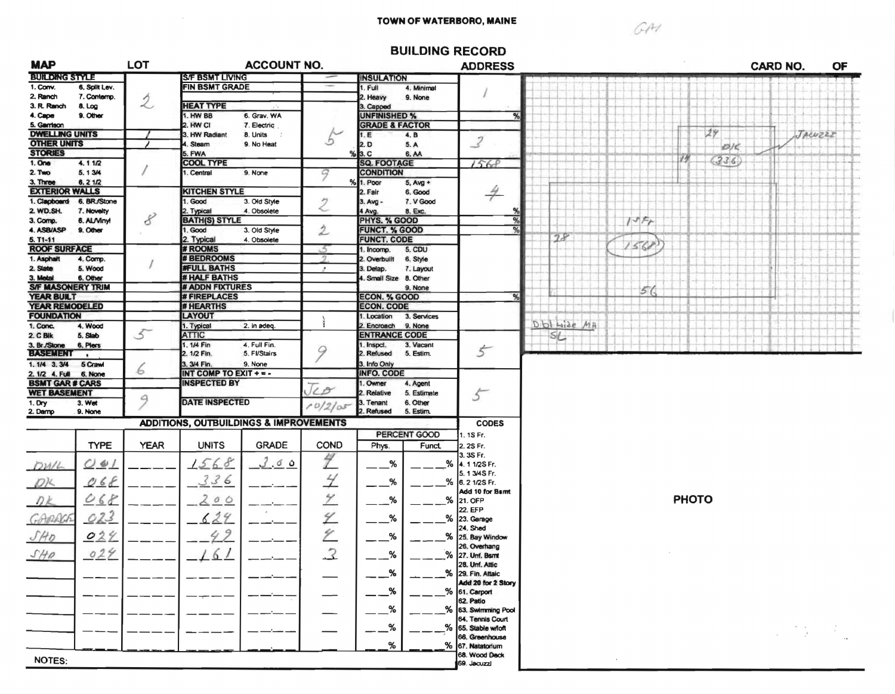# TOWN OF WAREBORO, MAINE

GM

## BUILDING RECORD

| MAP | LOT | ACCOUNT NO. | ADDRESS | CARD NO. | OF |
|---|---|---|---|---|---|

| Field | Value | Field | Value | Field | Value |
|---|---|---|---|---|---|
| **BUILDING STYLE** 1. Conv. 2. Ranch 3. R. Ranch 4. Cape 5. Garrison 6. Split Lev. 7. Contemp. 8. Log 9. Other | 2 | **S/F BSMT LIVING** | — | **INSULATION** 1. Full 2. Heavy 3. Capped 4. Minimal 9. None | 1 |
| **DWELLING UNITS** | 1 | **FIN BSMT GRADE** | — | **UNFINISHED %** | % |
| **OTHER UNITS** | 1 | **HEAT TYPE** 1. HW BB 2. HW CI 3. HW Radiant 4. Steam 5. FWA 6. Grav. WA 7. Electric 8. Units 9. No Heat | 5 % | **GRADE & FACTOR** 1. E 2. D 3. C 4. B 5. A 6. AA | 3 % |
| **STORIES** 1. One 2. Two 3. Three 4. 1 1/2 5. 1 3/4 6. 2 1/2 | 1 | **COOL TYPE** 1. Central 9. None | 9 % | **SQ. FOOTAGE** | 1568 |
| **EXTERIOR WALLS** 1. Clapboard 2. WD.SH. 3. Comp. 4. ASB/ASP 5. T1-11 6. BR./Stone 7. Novelty 8. AL/Vinyl 9. Other | 8 | **KITCHEN STYLE** 1. Good 2. Typical 3. Old Style 4. Obsolete | 2 | **CONDITION** 1. Poor 2. Fair 3. Avg - 4. Avg. 5. Avg + 6. Good 7. V Good 8. Exc. | 4 |
| **ROOF SURFACE** 1. Asphalt 2. Slate 3. Metal 4. Comp. 5. Wood 6. Other | 1 | **BATH(S) STYLE** 1. Good 2. Typical 3. Old Style 4. Obsolete | 2 | **PHYS. % GOOD** | % |
| **S/F MASONERY TRIM** | | **# ROOMS** | 5 | **FUNCT. % GOOD** | % |
| **YEAR BUILT** | | **# BEDROOMS** | 2 | **FUNCT. CODE** 1. Incomp. 2. Overbuilt 3. Delap. 4. Small Size 5. CDU 6. Style 7. Layout 8. Other 9. None | |
| **YEAR REMODELED** | | **#FULL BATHS** | 1 | **ECON. % GOOD** | % |
| **FOUNDATION** 1. Conc. 2. C Blk 3. Br./Stone 4. Wood 5. Slab 6. Piers | 5 | **# HALF BATHS** | | **ECON. CODE** 1. Location 2. Encroach 3. Services 9. None | |
| **BASEMENT** 1. 1/4 2. 1/2 3. 3/4 4. Full 5 Crawl 6. None | 6 | **# ADDN FIXTURES** | | **ENTRANCE CODE** 1. Inspct. 2. Refused 3. Info Only 3. Vacant 5. Estim. | 5 |
| **BSMT GAR # CARS** | | **# FIREPLACES** | | **INFO. CODE** 1. Owner 2. Relative 3. Tenant 4. Agent 5. Estimate 6. Other | 5 |
| **WET BASEMENT** 1. Dry 2. Damp 3. Wet 9. None | 9 | **# HEARTHS** | | | |
| | | **LAYOUT** 1. Typical 2. In adeq. | 1 | | |
| | | **ATTIC** 1. 1/4 Fin 2. 1/2 Fin. 3. 3/4 Fin. 4. Full Fin. 5. Fl/Stairs 9. None | 9 | | |
| | | **INT COMP TO EXIT + = -** | | | |
| | | **INSPECTED BY** | JCD | | |
| | | **DATE INSPECTED** | 10/2/05 | | |

Sketch: DK 24 x 14 (336), JACUZZI; 1st Fr 28 x 56 (1568); Dbl Wide MA SL

### ADDITIONS, OUTBUILDINGS & IMPROVEMENTS

| | TYPE | YEAR | UNITS | GRADE | COND | PERCENT GOOD Phys. | Funct. |
|---|---|---|---|---|---|---|---|
| DWL | 001 | | 1568 | 3.00 | 4 | % | % |
| DK | 068 | | 336 | | 4 | % | % |
| DK | 068 | | 200 | | 4 | % | % |
| GARAGE | 023 | | 624 | | 4 | % | % |
| SHD | 024 | | 42 | | 4 | % | % |
| SHD | 024 | | 161 | | 3 | % | % |
| | | | | | | % | % |
| | | | | | | % | % |
| | | | | | | % | % |
| | | | | | | % | % |
| | | | | | | % | % |

**CODES**
1. 1S Fr.
2. 2S Fr.
3. 3S Fr.
4. 1 1/2S Fr.
5. 1 3/4S Fr.
6. 2 1/2S Fr.
Add 10 for Bsmt
21. OFP
22. EFP
23. Garage
24. Shed
25. Bay Window
26. Overhang
27. Unf. Bsmt
28. Unf. Attic
29. Fin. Attaic
Add 20 for 2 Story
61. Carport
62. Patio
63. Swimming Pool
64. Tennis Court
65. Stable w/loft
66. Greenhouse
67. Natatorium
68. Wood Deck
69. Jacuzzi

PHOTO

NOTES: